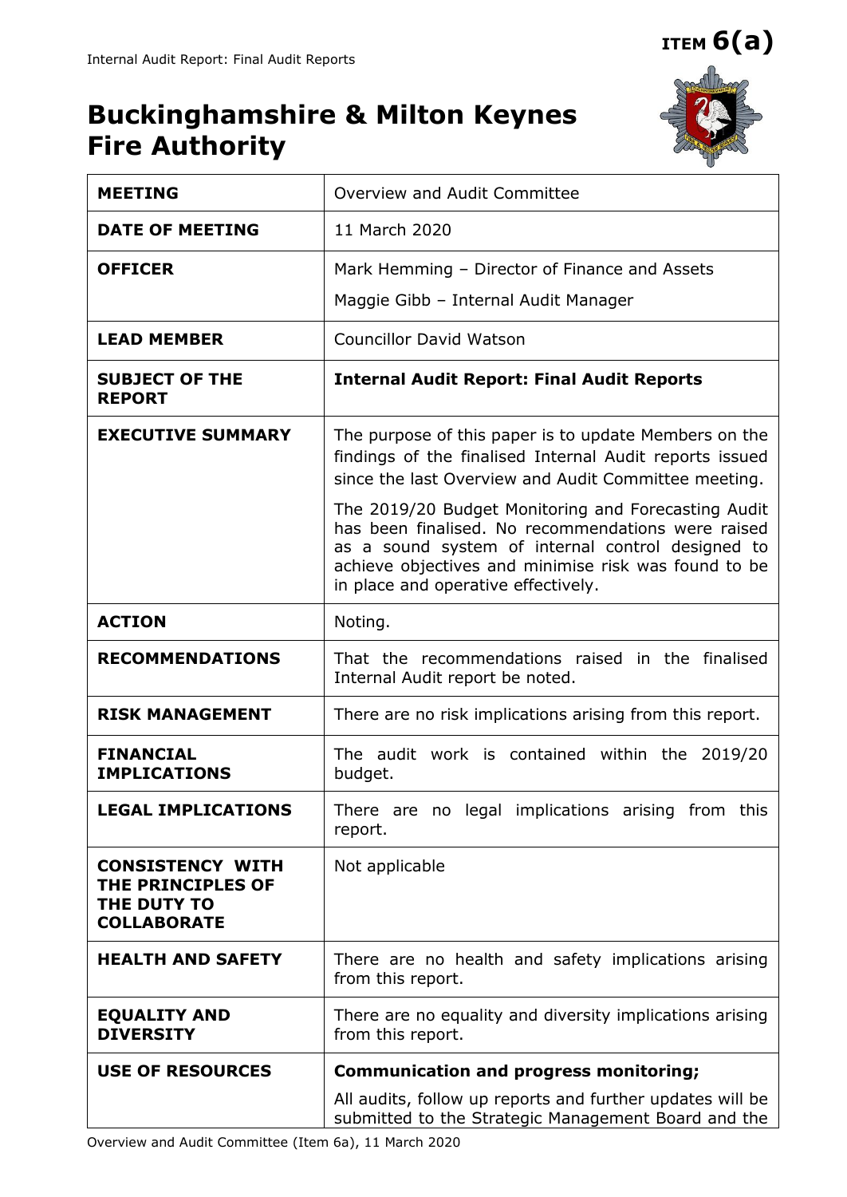ITEM 6(a)

# Buckinghamshire & Milton Keynes Fire Authority

| | |
|---|---|
| **MEETING** | Overview and Audit Committee |
| **DATE OF MEETING** | 11 March 2020 |
| **OFFICER** | Mark Hemming – Director of Finance and Assets<br>Maggie Gibb – Internal Audit Manager |
| **LEAD MEMBER** | Councillor David Watson |
| **SUBJECT OF THE REPORT** | **Internal Audit Report: Final Audit Reports** |
| **EXECUTIVE SUMMARY** | The purpose of this paper is to update Members on the findings of the finalised Internal Audit reports issued since the last Overview and Audit Committee meeting.<br>The 2019/20 Budget Monitoring and Forecasting Audit has been finalised. No recommendations were raised as a sound system of internal control designed to achieve objectives and minimise risk was found to be in place and operative effectively. |
| **ACTION** | Noting. |
| **RECOMMENDATIONS** | That the recommendations raised in the finalised Internal Audit report be noted. |
| **RISK MANAGEMENT** | There are no risk implications arising from this report. |
| **FINANCIAL IMPLICATIONS** | The audit work is contained within the 2019/20 budget. |
| **LEGAL IMPLICATIONS** | There are no legal implications arising from this report. |
| **CONSISTENCY WITH THE PRINCIPLES OF THE DUTY TO COLLABORATE** | Not applicable |
| **HEALTH AND SAFETY** | There are no health and safety implications arising from this report. |
| **EQUALITY AND DIVERSITY** | There are no equality and diversity implications arising from this report. |
| **USE OF RESOURCES** | **Communication and progress monitoring;**<br>All audits, follow up reports and further updates will be submitted to the Strategic Management Board and the |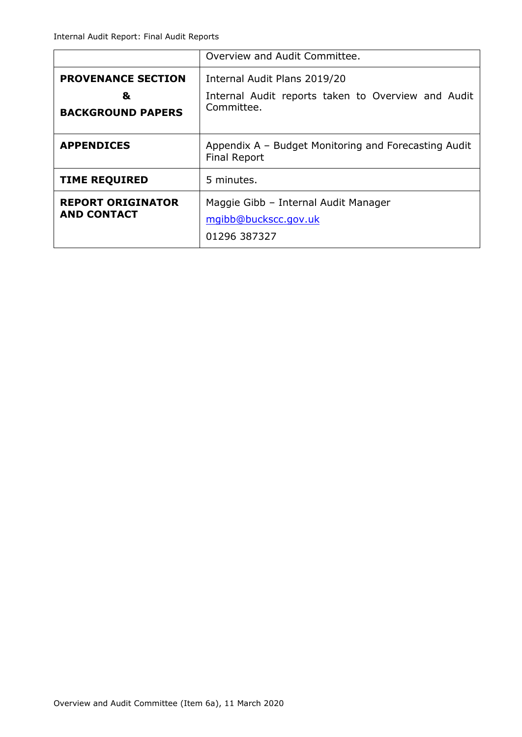|  | Overview and Audit Committee. |
| --- | --- |
| **PROVENANCE SECTION & BACKGROUND PAPERS** | Internal Audit Plans 2019/20<br>Internal Audit reports taken to Overview and Audit Committee. |
| **APPENDICES** | Appendix A – Budget Monitoring and Forecasting Audit Final Report |
| **TIME REQUIRED** | 5 minutes. |
| **REPORT ORIGINATOR AND CONTACT** | Maggie Gibb – Internal Audit Manager<br>mgibb@buckscc.gov.uk<br>01296 387327 |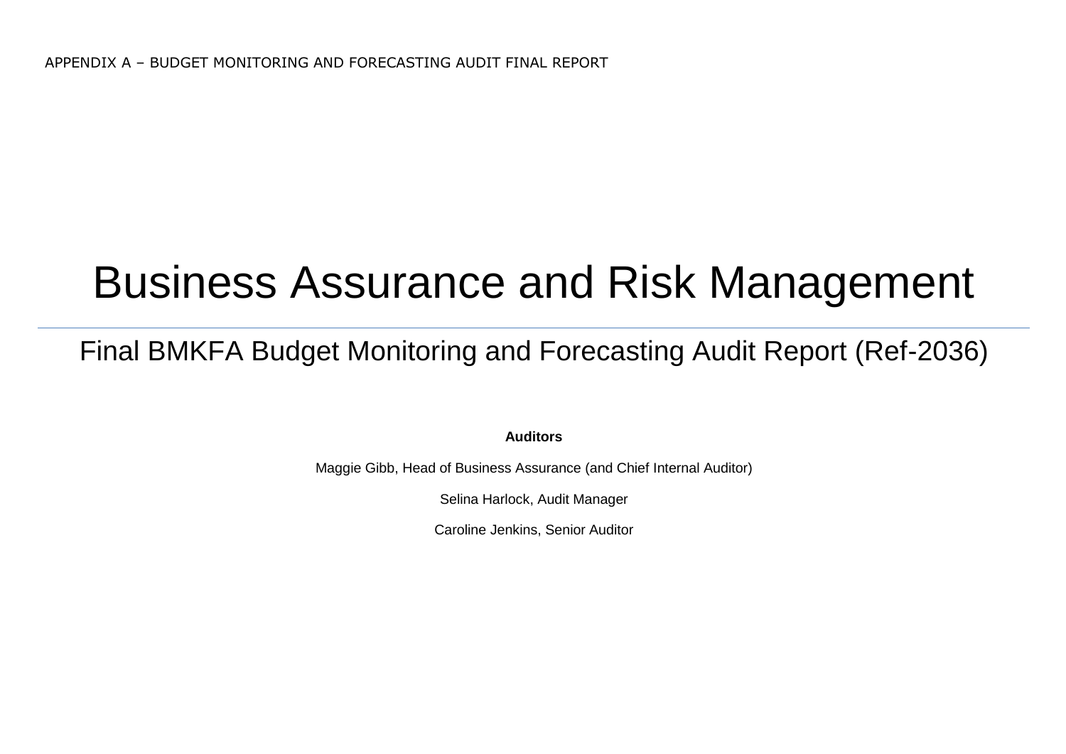APPENDIX A – BUDGET MONITORING AND FORECASTING AUDIT FINAL REPORT

# Business Assurance and Risk Management

## Final BMKFA Budget Monitoring and Forecasting Audit Report (Ref-2036)

**Auditors**

Maggie Gibb, Head of Business Assurance (and Chief Internal Auditor)

Selina Harlock, Audit Manager

Caroline Jenkins, Senior Auditor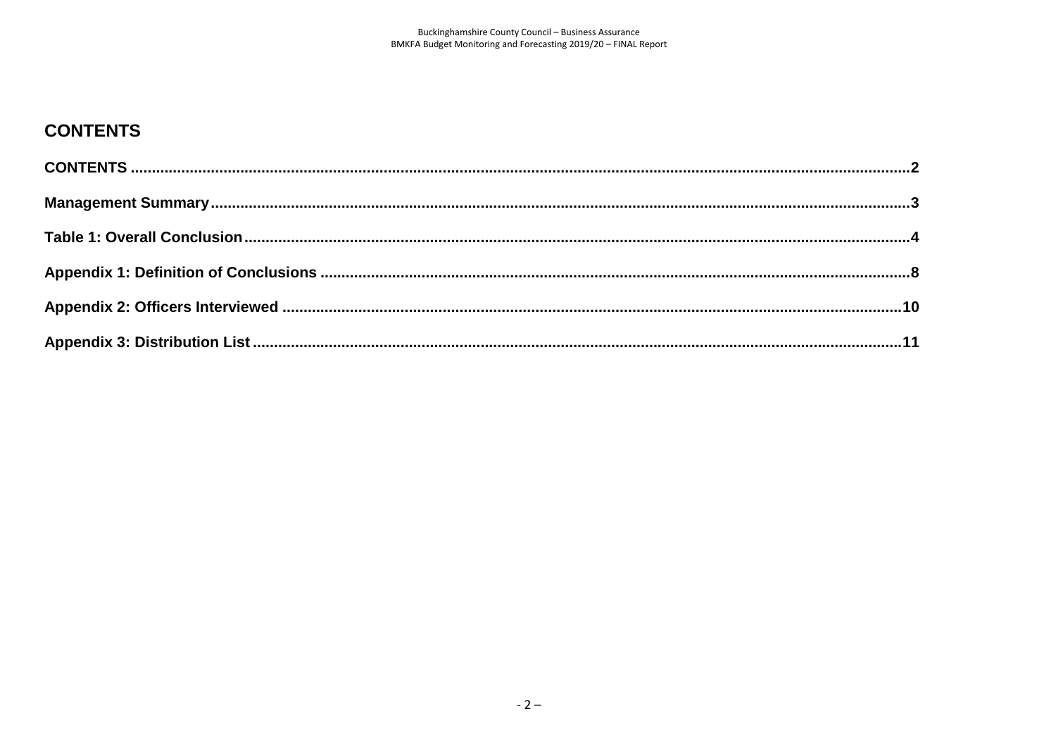## CONTENTS

CONTENTS ....................................................................................................................................................................2

Management Summary .................................................................................................................................................3

Table 1: Overall Conclusion ..........................................................................................................................................4

Appendix 1: Definition of Conclusions .........................................................................................................................8

Appendix 2: Officers Interviewed ...............................................................................................................................10

Appendix 3: Distribution List .......................................................................................................................................11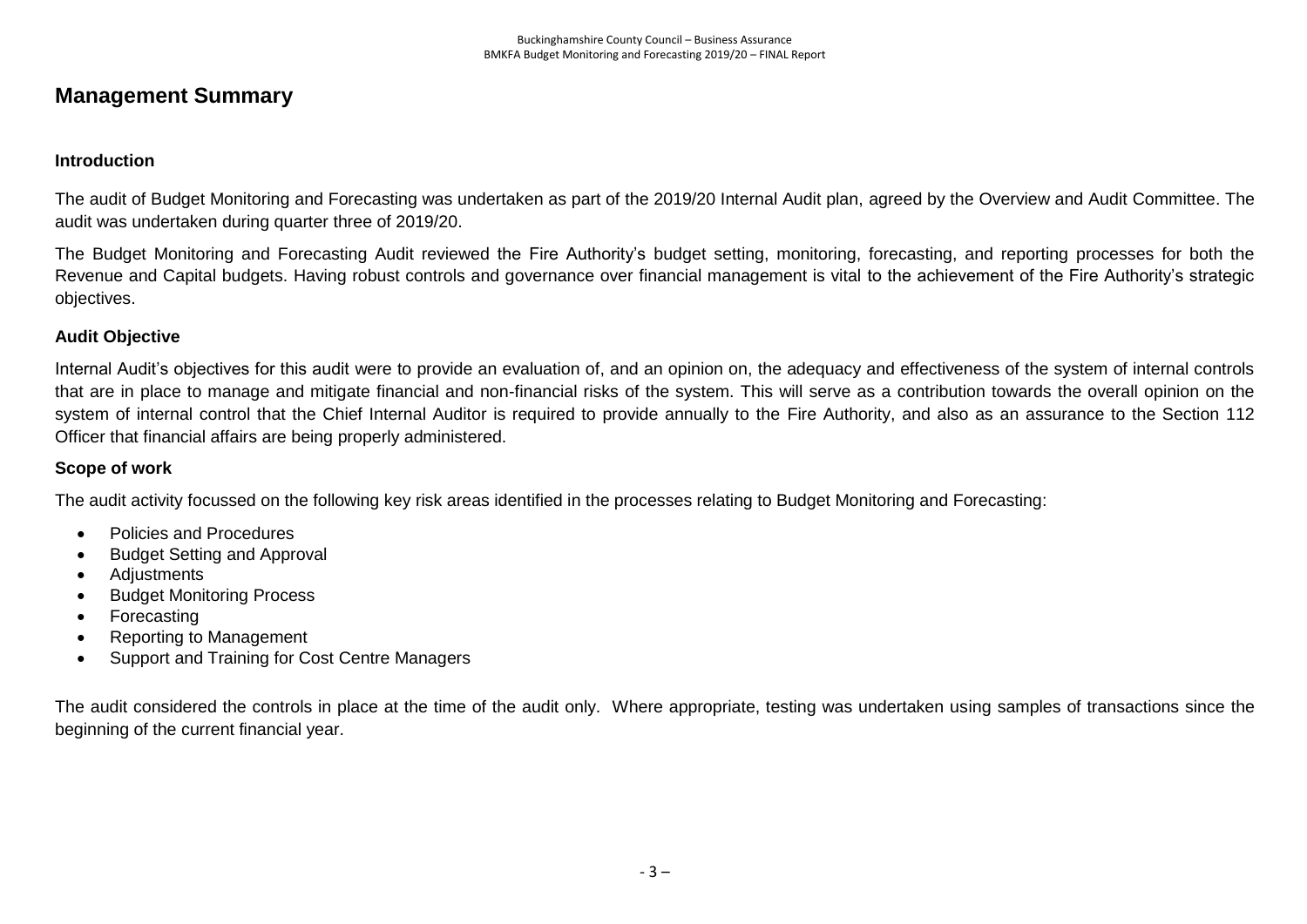# Management Summary

### Introduction

The audit of Budget Monitoring and Forecasting was undertaken as part of the 2019/20 Internal Audit plan, agreed by the Overview and Audit Committee. The audit was undertaken during quarter three of 2019/20.

The Budget Monitoring and Forecasting Audit reviewed the Fire Authority's budget setting, monitoring, forecasting, and reporting processes for both the Revenue and Capital budgets. Having robust controls and governance over financial management is vital to the achievement of the Fire Authority's strategic objectives.

### Audit Objective

Internal Audit's objectives for this audit were to provide an evaluation of, and an opinion on, the adequacy and effectiveness of the system of internal controls that are in place to manage and mitigate financial and non-financial risks of the system. This will serve as a contribution towards the overall opinion on the system of internal control that the Chief Internal Auditor is required to provide annually to the Fire Authority, and also as an assurance to the Section 112 Officer that financial affairs are being properly administered.

### Scope of work

The audit activity focussed on the following key risk areas identified in the processes relating to Budget Monitoring and Forecasting:

- Policies and Procedures
- Budget Setting and Approval
- Adjustments
- Budget Monitoring Process
- Forecasting
- Reporting to Management
- Support and Training for Cost Centre Managers

The audit considered the controls in place at the time of the audit only. Where appropriate, testing was undertaken using samples of transactions since the beginning of the current financial year.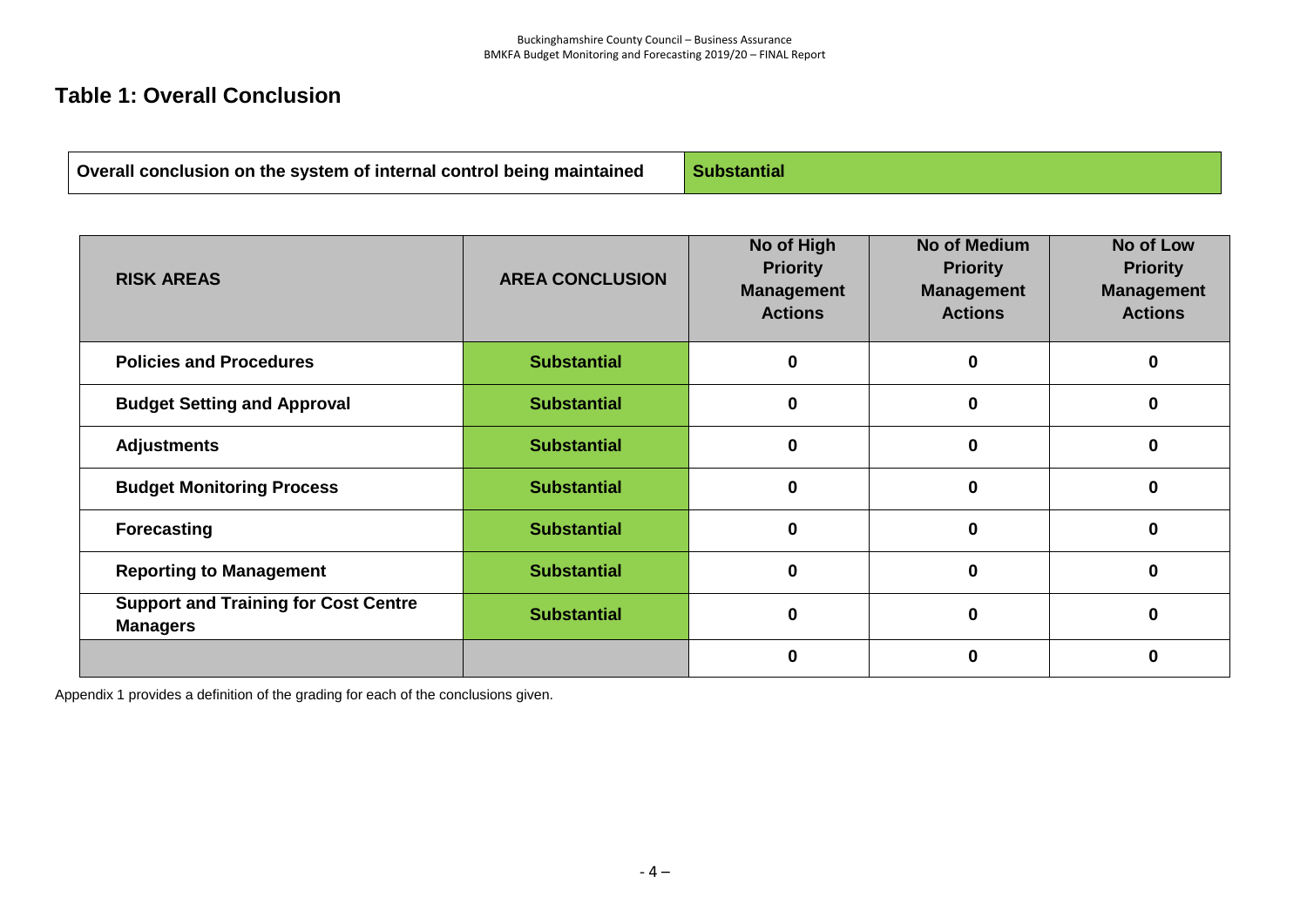## Table 1: Overall Conclusion

| Overall conclusion on the system of internal control being maintained | Substantial |
|---|---|

| RISK AREAS | AREA CONCLUSION | No of High Priority Management Actions | No of Medium Priority Management Actions | No of Low Priority Management Actions |
|---|---|---|---|---|
| **Policies and Procedures** | **Substantial** | **0** | **0** | **0** |
| **Budget Setting and Approval** | **Substantial** | **0** | **0** | **0** |
| **Adjustments** | **Substantial** | **0** | **0** | **0** |
| **Budget Monitoring Process** | **Substantial** | **0** | **0** | **0** |
| **Forecasting** | **Substantial** | **0** | **0** | **0** |
| **Reporting to Management** | **Substantial** | **0** | **0** | **0** |
| **Support and Training for Cost Centre Managers** | **Substantial** | **0** | **0** | **0** |
| | | **0** | **0** | **0** |

Appendix 1 provides a definition of the grading for each of the conclusions given.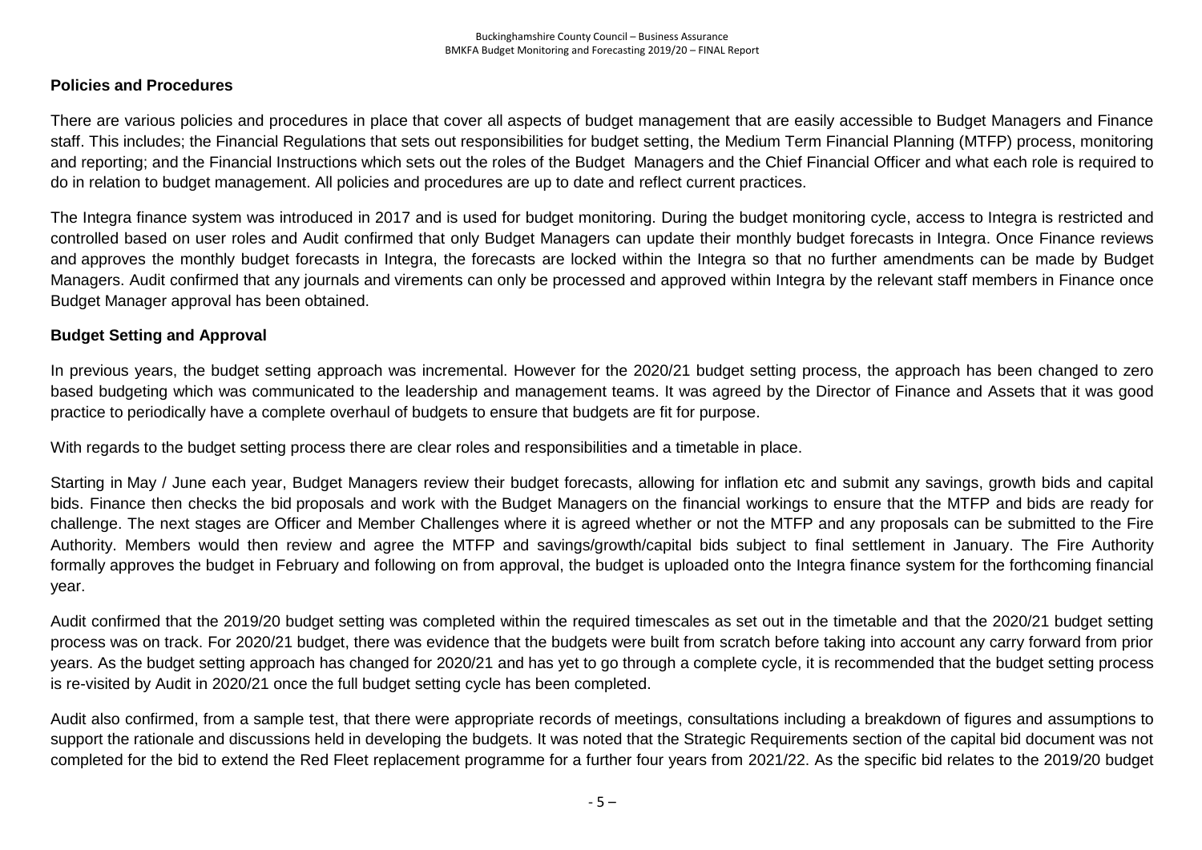**Policies and Procedures**

There are various policies and procedures in place that cover all aspects of budget management that are easily accessible to Budget Managers and Finance staff. This includes; the Financial Regulations that sets out responsibilities for budget setting, the Medium Term Financial Planning (MTFP) process, monitoring and reporting; and the Financial Instructions which sets out the roles of the Budget Managers and the Chief Financial Officer and what each role is required to do in relation to budget management. All policies and procedures are up to date and reflect current practices.

The Integra finance system was introduced in 2017 and is used for budget monitoring. During the budget monitoring cycle, access to Integra is restricted and controlled based on user roles and Audit confirmed that only Budget Managers can update their monthly budget forecasts in Integra. Once Finance reviews and approves the monthly budget forecasts in Integra, the forecasts are locked within the Integra so that no further amendments can be made by Budget Managers. Audit confirmed that any journals and virements can only be processed and approved within Integra by the relevant staff members in Finance once Budget Manager approval has been obtained.

**Budget Setting and Approval**

In previous years, the budget setting approach was incremental. However for the 2020/21 budget setting process, the approach has been changed to zero based budgeting which was communicated to the leadership and management teams. It was agreed by the Director of Finance and Assets that it was good practice to periodically have a complete overhaul of budgets to ensure that budgets are fit for purpose.

With regards to the budget setting process there are clear roles and responsibilities and a timetable in place.

Starting in May / June each year, Budget Managers review their budget forecasts, allowing for inflation etc and submit any savings, growth bids and capital bids. Finance then checks the bid proposals and work with the Budget Managers on the financial workings to ensure that the MTFP and bids are ready for challenge. The next stages are Officer and Member Challenges where it is agreed whether or not the MTFP and any proposals can be submitted to the Fire Authority. Members would then review and agree the MTFP and savings/growth/capital bids subject to final settlement in January. The Fire Authority formally approves the budget in February and following on from approval, the budget is uploaded onto the Integra finance system for the forthcoming financial year.

Audit confirmed that the 2019/20 budget setting was completed within the required timescales as set out in the timetable and that the 2020/21 budget setting process was on track. For 2020/21 budget, there was evidence that the budgets were built from scratch before taking into account any carry forward from prior years. As the budget setting approach has changed for 2020/21 and has yet to go through a complete cycle, it is recommended that the budget setting process is re-visited by Audit in 2020/21 once the full budget setting cycle has been completed.

Audit also confirmed, from a sample test, that there were appropriate records of meetings, consultations including a breakdown of figures and assumptions to support the rationale and discussions held in developing the budgets. It was noted that the Strategic Requirements section of the capital bid document was not completed for the bid to extend the Red Fleet replacement programme for a further four years from 2021/22. As the specific bid relates to the 2019/20 budget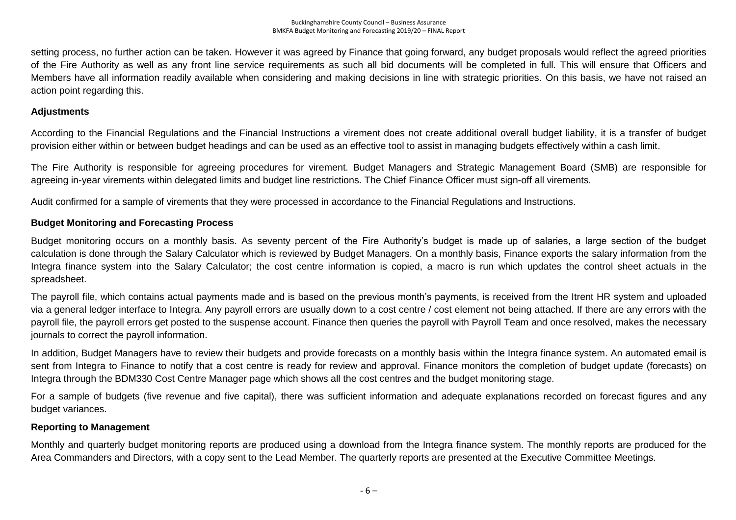setting process, no further action can be taken. However it was agreed by Finance that going forward, any budget proposals would reflect the agreed priorities of the Fire Authority as well as any front line service requirements as such all bid documents will be completed in full. This will ensure that Officers and Members have all information readily available when considering and making decisions in line with strategic priorities. On this basis, we have not raised an action point regarding this.

**Adjustments**

According to the Financial Regulations and the Financial Instructions a virement does not create additional overall budget liability, it is a transfer of budget provision either within or between budget headings and can be used as an effective tool to assist in managing budgets effectively within a cash limit.

The Fire Authority is responsible for agreeing procedures for virement. Budget Managers and Strategic Management Board (SMB) are responsible for agreeing in-year virements within delegated limits and budget line restrictions. The Chief Finance Officer must sign-off all virements.

Audit confirmed for a sample of virements that they were processed in accordance to the Financial Regulations and Instructions.

**Budget Monitoring and Forecasting Process**

Budget monitoring occurs on a monthly basis. As seventy percent of the Fire Authority's budget is made up of salaries, a large section of the budget calculation is done through the Salary Calculator which is reviewed by Budget Managers. On a monthly basis, Finance exports the salary information from the Integra finance system into the Salary Calculator; the cost centre information is copied, a macro is run which updates the control sheet actuals in the spreadsheet.

The payroll file, which contains actual payments made and is based on the previous month's payments, is received from the Itrent HR system and uploaded via a general ledger interface to Integra. Any payroll errors are usually down to a cost centre / cost element not being attached. If there are any errors with the payroll file, the payroll errors get posted to the suspense account. Finance then queries the payroll with Payroll Team and once resolved, makes the necessary journals to correct the payroll information.

In addition, Budget Managers have to review their budgets and provide forecasts on a monthly basis within the Integra finance system. An automated email is sent from Integra to Finance to notify that a cost centre is ready for review and approval. Finance monitors the completion of budget update (forecasts) on Integra through the BDM330 Cost Centre Manager page which shows all the cost centres and the budget monitoring stage.

For a sample of budgets (five revenue and five capital), there was sufficient information and adequate explanations recorded on forecast figures and any budget variances.

**Reporting to Management**

Monthly and quarterly budget monitoring reports are produced using a download from the Integra finance system. The monthly reports are produced for the Area Commanders and Directors, with a copy sent to the Lead Member. The quarterly reports are presented at the Executive Committee Meetings.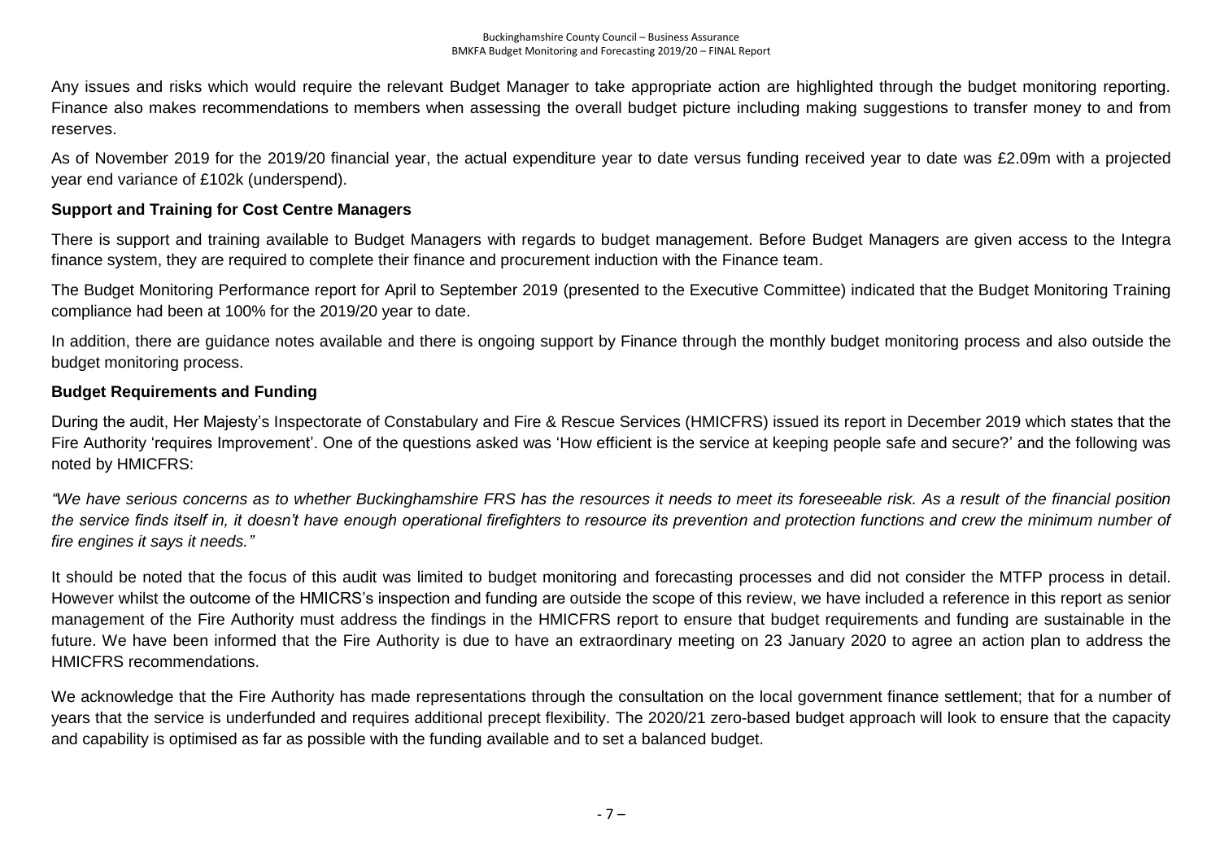Any issues and risks which would require the relevant Budget Manager to take appropriate action are highlighted through the budget monitoring reporting. Finance also makes recommendations to members when assessing the overall budget picture including making suggestions to transfer money to and from reserves.

As of November 2019 for the 2019/20 financial year, the actual expenditure year to date versus funding received year to date was £2.09m with a projected year end variance of £102k (underspend).

**Support and Training for Cost Centre Managers**

There is support and training available to Budget Managers with regards to budget management. Before Budget Managers are given access to the Integra finance system, they are required to complete their finance and procurement induction with the Finance team.

The Budget Monitoring Performance report for April to September 2019 (presented to the Executive Committee) indicated that the Budget Monitoring Training compliance had been at 100% for the 2019/20 year to date.

In addition, there are guidance notes available and there is ongoing support by Finance through the monthly budget monitoring process and also outside the budget monitoring process.

**Budget Requirements and Funding**

During the audit, Her Majesty's Inspectorate of Constabulary and Fire & Rescue Services (HMICFRS) issued its report in December 2019 which states that the Fire Authority 'requires Improvement'. One of the questions asked was 'How efficient is the service at keeping people safe and secure?' and the following was noted by HMICFRS:

*"We have serious concerns as to whether Buckinghamshire FRS has the resources it needs to meet its foreseeable risk. As a result of the financial position the service finds itself in, it doesn't have enough operational firefighters to resource its prevention and protection functions and crew the minimum number of fire engines it says it needs."*

It should be noted that the focus of this audit was limited to budget monitoring and forecasting processes and did not consider the MTFP process in detail. However whilst the outcome of the HMICRS's inspection and funding are outside the scope of this review, we have included a reference in this report as senior management of the Fire Authority must address the findings in the HMICFRS report to ensure that budget requirements and funding are sustainable in the future. We have been informed that the Fire Authority is due to have an extraordinary meeting on 23 January 2020 to agree an action plan to address the HMICFRS recommendations.

We acknowledge that the Fire Authority has made representations through the consultation on the local government finance settlement; that for a number of years that the service is underfunded and requires additional precept flexibility. The 2020/21 zero-based budget approach will look to ensure that the capacity and capability is optimised as far as possible with the funding available and to set a balanced budget.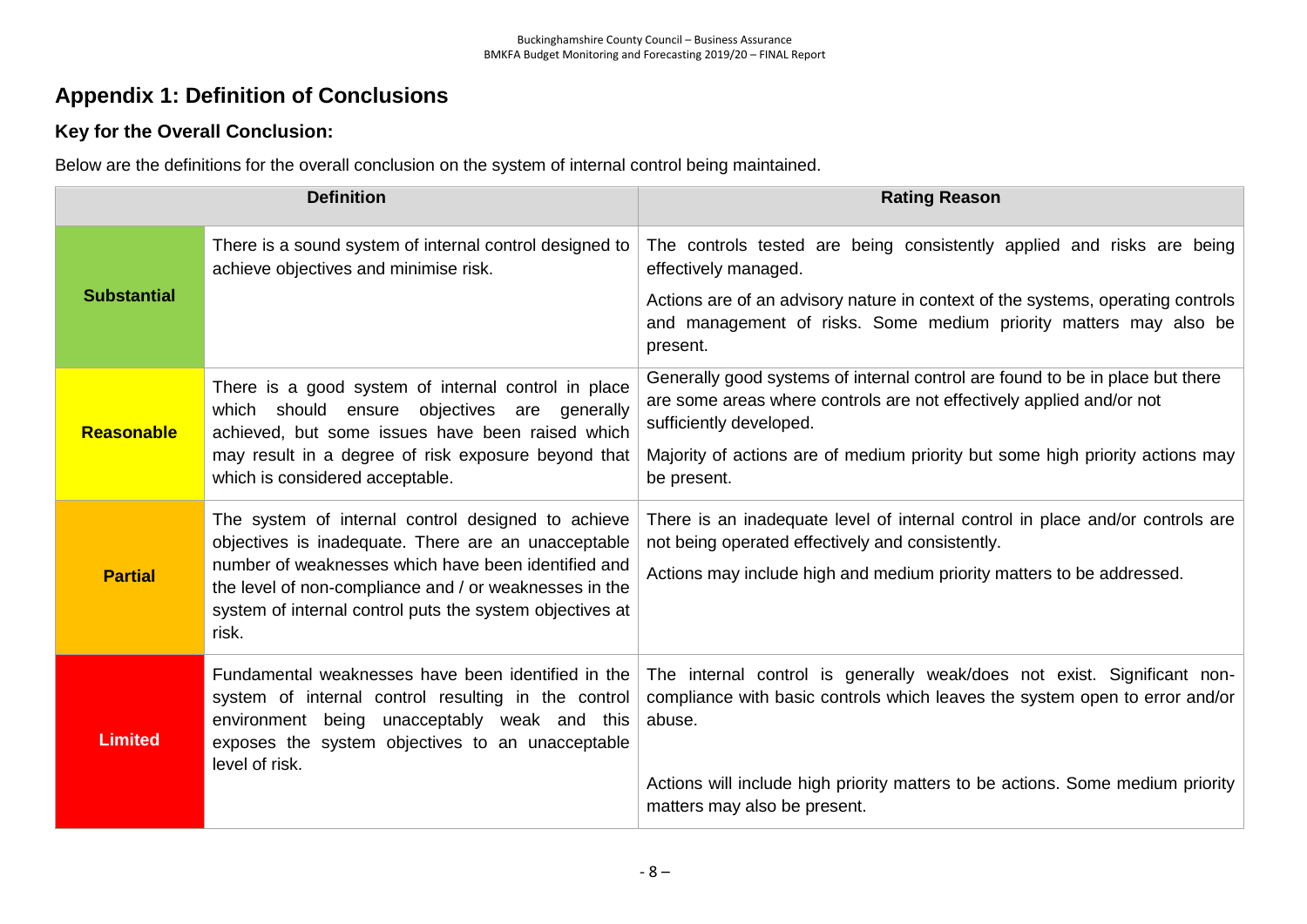## Appendix 1: Definition of Conclusions

### Key for the Overall Conclusion:

Below are the definitions for the overall conclusion on the system of internal control being maintained.

| Definition | | Rating Reason |
|---|---|---|
| **Substantial** | There is a sound system of internal control designed to achieve objectives and minimise risk. | The controls tested are being consistently applied and risks are being effectively managed.<br><br>Actions are of an advisory nature in context of the systems, operating controls and management of risks. Some medium priority matters may also be present. |
| **Reasonable** | There is a good system of internal control in place which should ensure objectives are generally achieved, but some issues have been raised which may result in a degree of risk exposure beyond that which is considered acceptable. | Generally good systems of internal control are found to be in place but there are some areas where controls are not effectively applied and/or not sufficiently developed.<br><br>Majority of actions are of medium priority but some high priority actions may be present. |
| **Partial** | The system of internal control designed to achieve objectives is inadequate. There are an unacceptable number of weaknesses which have been identified and the level of non-compliance and / or weaknesses in the system of internal control puts the system objectives at risk. | There is an inadequate level of internal control in place and/or controls are not being operated effectively and consistently.<br><br>Actions may include high and medium priority matters to be addressed. |
| **Limited** | Fundamental weaknesses have been identified in the system of internal control resulting in the control environment being unacceptably weak and this exposes the system objectives to an unacceptable level of risk. | The internal control is generally weak/does not exist. Significant non-compliance with basic controls which leaves the system open to error and/or abuse.<br><br>Actions will include high priority matters to be actions. Some medium priority matters may also be present. |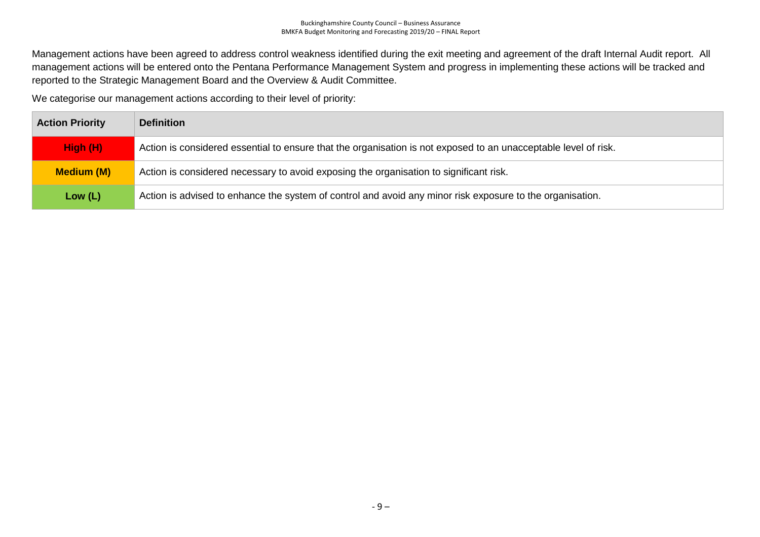Management actions have been agreed to address control weakness identified during the exit meeting and agreement of the draft Internal Audit report. All management actions will be entered onto the Pentana Performance Management System and progress in implementing these actions will be tracked and reported to the Strategic Management Board and the Overview & Audit Committee.

We categorise our management actions according to their level of priority:

| Action Priority | Definition |
|---|---|
| **High (H)** | Action is considered essential to ensure that the organisation is not exposed to an unacceptable level of risk. |
| **Medium (M)** | Action is considered necessary to avoid exposing the organisation to significant risk. |
| **Low (L)** | Action is advised to enhance the system of control and avoid any minor risk exposure to the organisation. |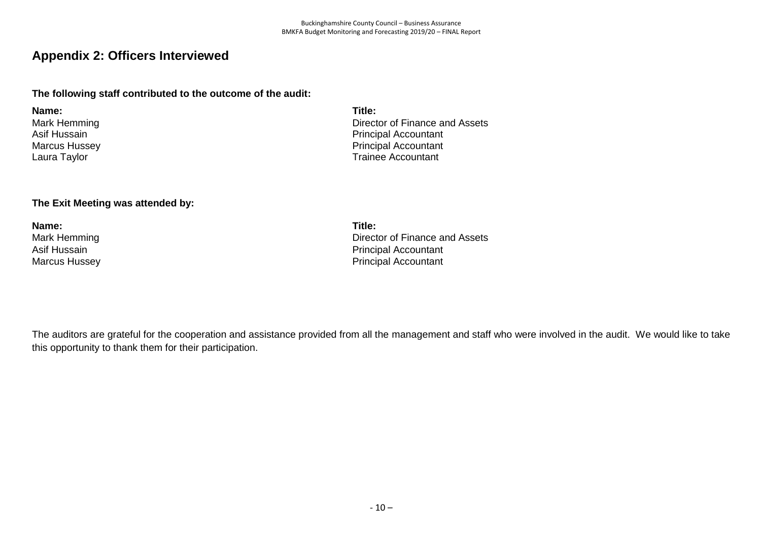## Appendix 2: Officers Interviewed

**The following staff contributed to the outcome of the audit:**

| Name: | Title: |
| --- | --- |
| Mark Hemming | Director of Finance and Assets |
| Asif Hussain | Principal Accountant |
| Marcus Hussey | Principal Accountant |
| Laura Taylor | Trainee Accountant |

**The Exit Meeting was attended by:**

| Name: | Title: |
| --- | --- |
| Mark Hemming | Director of Finance and Assets |
| Asif Hussain | Principal Accountant |
| Marcus Hussey | Principal Accountant |

The auditors are grateful for the cooperation and assistance provided from all the management and staff who were involved in the audit. We would like to take this opportunity to thank them for their participation.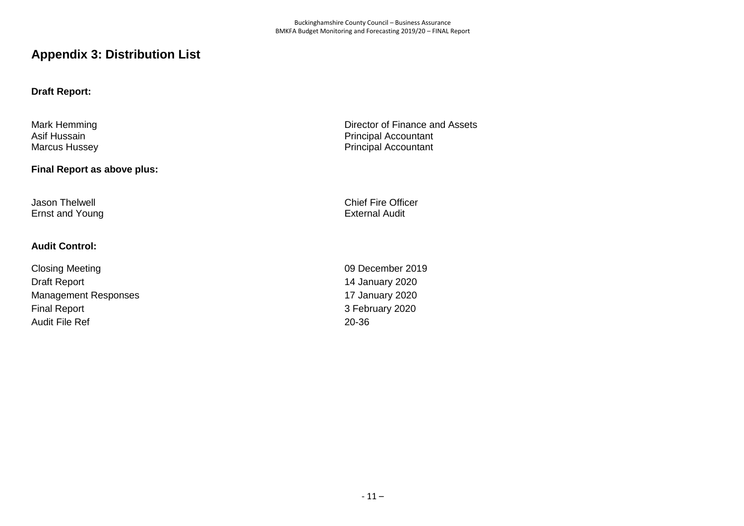## Appendix 3: Distribution List

**Draft Report:**

| | |
|---|---|
| Mark Hemming | Director of Finance and Assets |
| Asif Hussain | Principal Accountant |
| Marcus Hussey | Principal Accountant |

**Final Report as above plus:**

| | |
|---|---|
| Jason Thelwell | Chief Fire Officer |
| Ernst and Young | External Audit |

**Audit Control:**

| | |
|---|---|
| Closing Meeting | 09 December 2019 |
| Draft Report | 14 January 2020 |
| Management Responses | 17 January 2020 |
| Final Report | 3 February 2020 |
| Audit File Ref | 20-36 |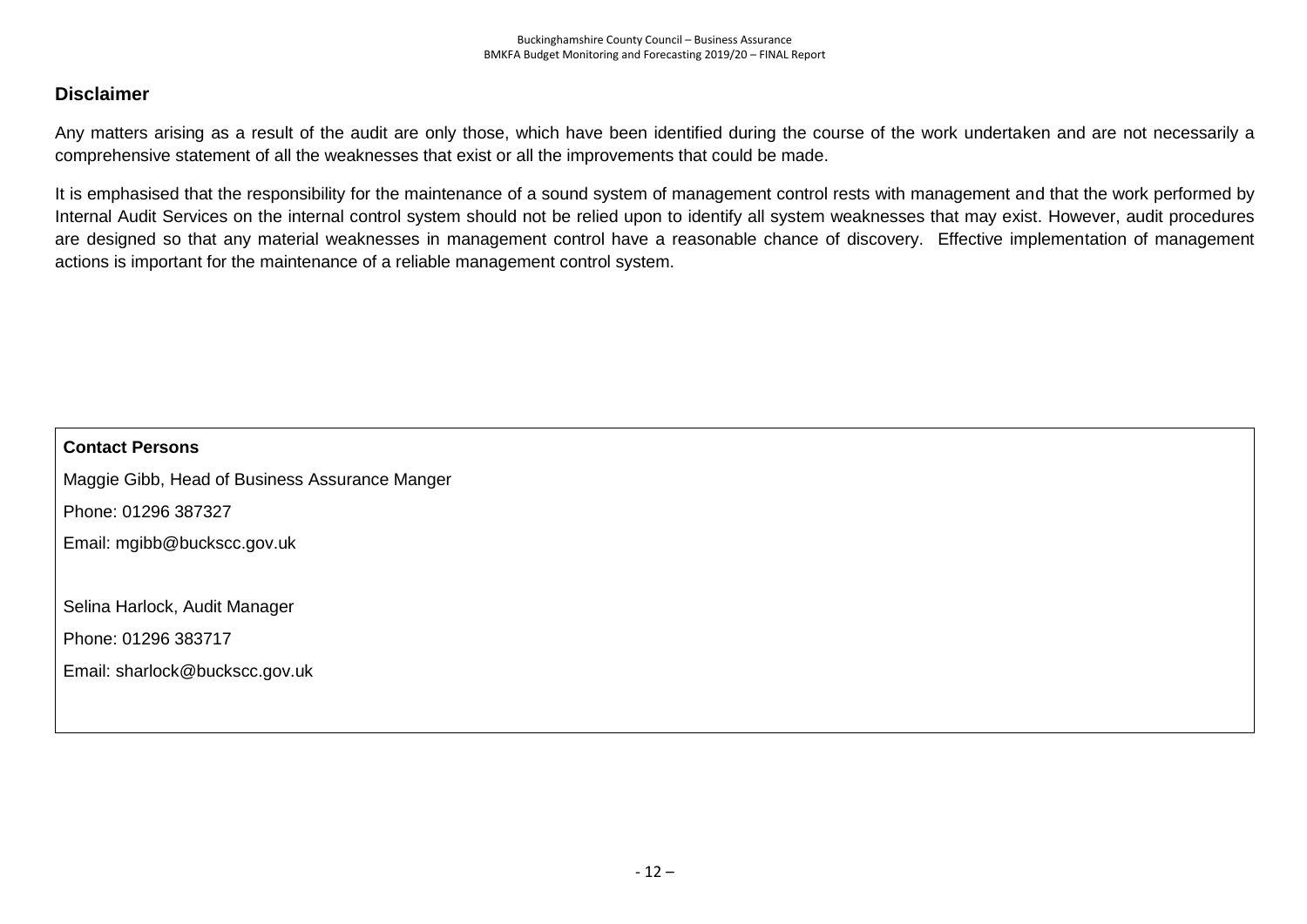## Disclaimer

Any matters arising as a result of the audit are only those, which have been identified during the course of the work undertaken and are not necessarily a comprehensive statement of all the weaknesses that exist or all the improvements that could be made.

It is emphasised that the responsibility for the maintenance of a sound system of management control rests with management and that the work performed by Internal Audit Services on the internal control system should not be relied upon to identify all system weaknesses that may exist. However, audit procedures are designed so that any material weaknesses in management control have a reasonable chance of discovery. Effective implementation of management actions is important for the maintenance of a reliable management control system.

**Contact Persons**

Maggie Gibb, Head of Business Assurance Manger

Phone: 01296 387327

Email: mgibb@buckscc.gov.uk

Selina Harlock, Audit Manager

Phone: 01296 383717

Email: sharlock@buckscc.gov.uk